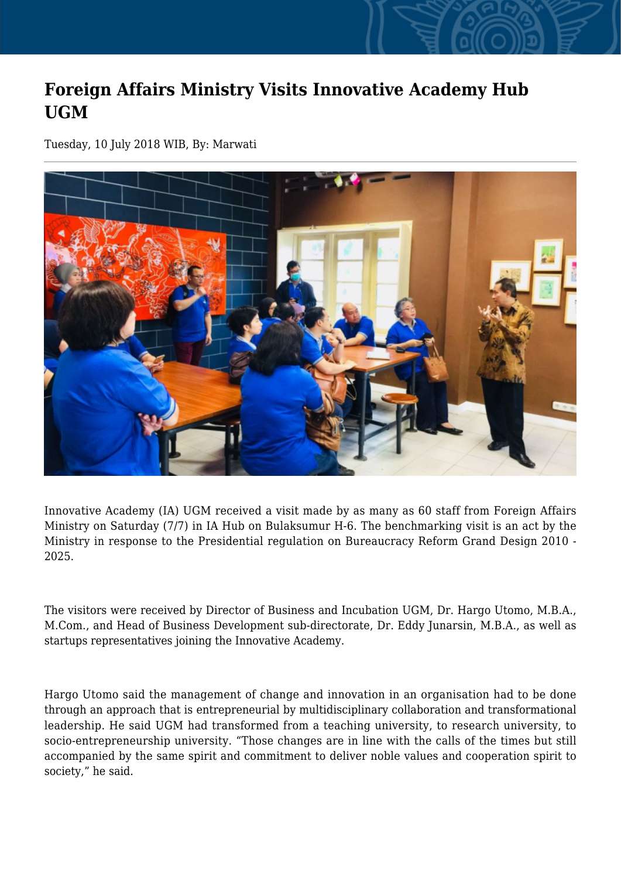# Foreign Affairs Ministry Visits Innovative Academy Hub UGM

Tuesday, 10 July 2018 WIB, By: Marwati

Innovative Academy (IA) UGM received a visit made by as many as 60 staff from Foreign Affairs Ministry on Saturday (7/7) in IA Hub on Bulaksumur H-6. The benchmarking visit is an act by the Ministry in response to the Presidential regulation on Bureaucracy Reform Grand Design 2010 - 2025.

The visitors were received by Director of Business and Incubation UGM, Dr. Hargo Utomo, M.B.A., M.Com., and Head of Business Development sub-directorate, Dr. Eddy Junarsin, M.B.A., as well as startups representatives joining the Innovative Academy.

Hargo Utomo said the management of change and innovation in an organisation had to be done through an approach that is entrepreneurial by multidisciplinary collaboration and transformational leadership. He said UGM had transformed from a teaching university, to research university, to socio-entrepreneurship university. “Those changes are in line with the calls of the times but still accompanied by the same spirit and commitment to deliver noble values and cooperation spirit to society,” he said.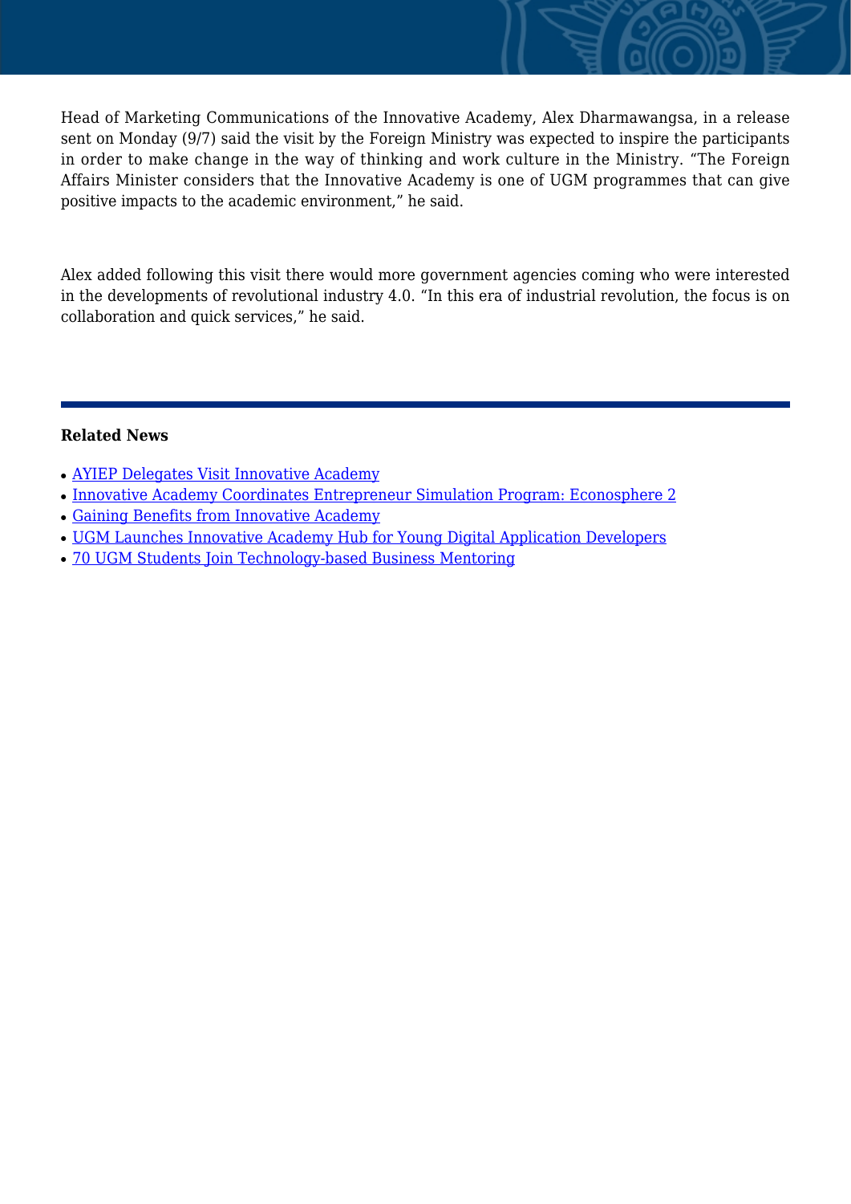Head of Marketing Communications of the Innovative Academy, Alex Dharmawangsa, in a release sent on Monday (9/7) said the visit by the Foreign Ministry was expected to inspire the participants in order to make change in the way of thinking and work culture in the Ministry. "The Foreign Affairs Minister considers that the Innovative Academy is one of UGM programmes that can give positive impacts to the academic environment," he said.

Alex added following this visit there would more government agencies coming who were interested in the developments of revolutional industry 4.0. "In this era of industrial revolution, the focus is on collaboration and quick services," he said.

**Related News**

- AYIEP Delegates Visit Innovative Academy
- Innovative Academy Coordinates Entrepreneur Simulation Program: Econosphere 2
- Gaining Benefits from Innovative Academy
- UGM Launches Innovative Academy Hub for Young Digital Application Developers
- 70 UGM Students Join Technology-based Business Mentoring